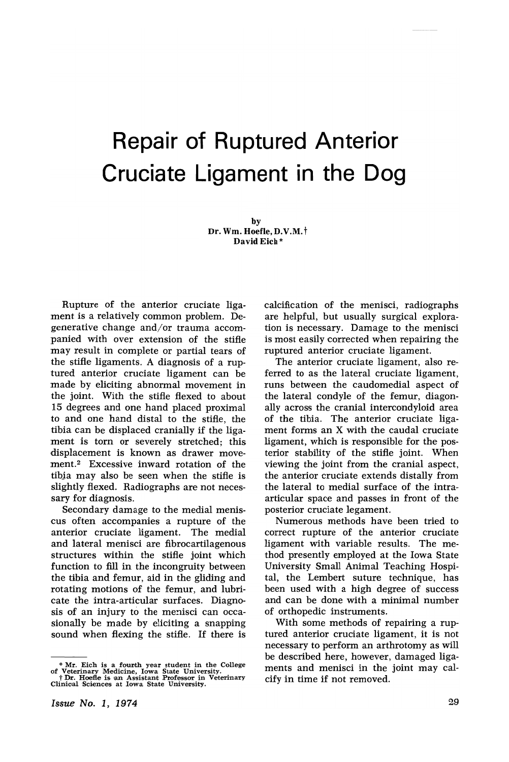# Repair of Ruptured Anterior Cruciate Ligament in the Dog

by
Dr. Wm. Hoefle, D.V.M.†
David Eich*

Rupture of the anterior cruciate ligament is a relatively common problem. Degenerative change and/or trauma accompanied with over extension of the stifle may result in complete or partial tears of the stifle ligaments. A diagnosis of a ruptured anterior cruciate ligament can be made by eliciting abnormal movement in the joint. With the stifle flexed to about 15 degrees and one hand placed proximal to and one hand distal to the stifle, the tibia can be displaced cranially if the ligament is torn or severely stretched; this displacement is known as drawer movement.[2] Excessive inward rotation of the tibia may also be seen when the stifle is slightly flexed. Radiographs are not necessary for diagnosis.

Secondary damage to the medial meniscus often accompanies a rupture of the anterior cruciate ligament. The medial and lateral menisci are fibrocartilagenous structures within the stifle joint which function to fill in the incongruity between the tibia and femur, aid in the gliding and rotating motions of the femur, and lubricate the intra-articular surfaces. Diagnosis of an injury to the menisci can occasionally be made by eliciting a snapping sound when flexing the stifle. If there is calcification of the menisci, radiographs are helpful, but usually surgical exploration is necessary. Damage to the menisci is most easily corrected when repairing the ruptured anterior cruciate ligament.

The anterior cruciate ligament, also referred to as the lateral cruciate ligament, runs between the caudomedial aspect of the lateral condyle of the femur, diagonally across the cranial intercondyloid area of the tibia. The anterior cruciate ligament forms an X with the caudal cruciate ligament, which is responsible for the posterior stability of the stifle joint. When viewing the joint from the cranial aspect, the anterior cruciate extends distally from the lateral to medial surface of the intra-articular space and passes in front of the posterior cruciate legament.

Numerous methods have been tried to correct rupture of the anterior cruciate ligament with variable results. The method presently employed at the Iowa State University Small Animal Teaching Hospital, the Lembert suture technique, has been used with a high degree of success and can be done with a minimal number of orthopedic instruments.

With some methods of repairing a ruptured anterior cruciate ligament, it is not necessary to perform an arthrotomy as will be described here, however, damaged ligaments and menisci in the joint may calcify in time if not removed.

---

\* Mr. Eich is a fourth year student in the College of Veterinary Medicine, Iowa State University.

† Dr. Hoefle is an Assistant Professor in Veterinary Clinical Sciences at Iowa State University.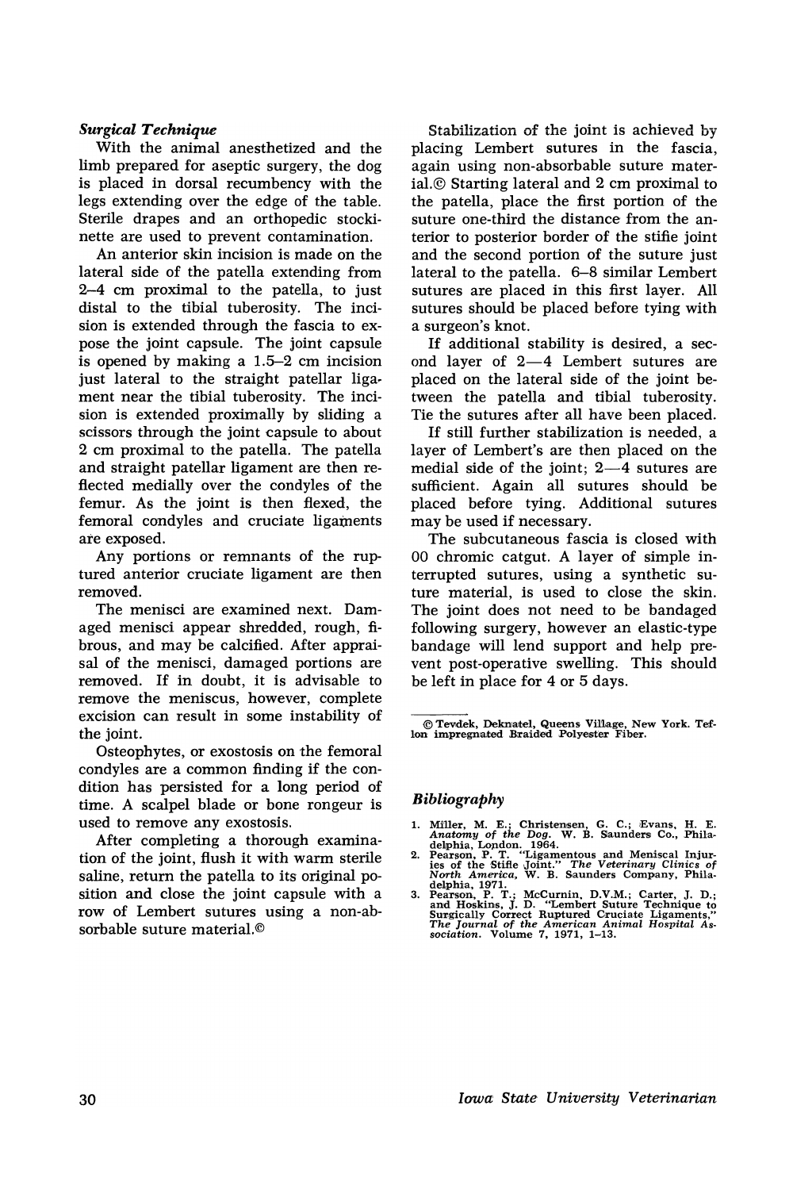### *Surgical Technique*

With the animal anesthetized and the limb prepared for aseptic surgery, the dog is placed in dorsal recumbency with the legs extending over the edge of the table. Sterile drapes and an orthopedic stockinette are used to prevent contamination.

An anterior skin incision is made on the lateral side of the patella extending from 2–4 cm proximal to the patella, to just distal to the tibial tuberosity. The incision is extended through the fascia to expose the joint capsule. The joint capsule is opened by making a 1.5–2 cm incision just lateral to the straight patellar ligament near the tibial tuberosity. The incision is extended proximally by sliding a scissors through the joint capsule to about 2 cm proximal to the patella. The patella and straight patellar ligament are then reflected medially over the condyles of the femur. As the joint is then flexed, the femoral condyles and cruciate ligaments are exposed.

Any portions or remnants of the ruptured anterior cruciate ligament are then removed.

The menisci are examined next. Damaged menisci appear shredded, rough, fibrous, and may be calcified. After appraisal of the menisci, damaged portions are removed. If in doubt, it is advisable to remove the meniscus, however, complete excision can result in some instability of the joint.

Osteophytes, or exostosis on the femoral condyles are a common finding if the condition has persisted for a long period of time. A scalpel blade or bone rongeur is used to remove any exostosis.

After completing a thorough examination of the joint, flush it with warm sterile saline, return the patella to its original position and close the joint capsule with a row of Lembert sutures using a non-absorbable suture material.©

Stabilization of the joint is achieved by placing Lembert sutures in the fascia, again using non-absorbable suture material.© Starting lateral and 2 cm proximal to the patella, place the first portion of the suture one-third the distance from the anterior to posterior border of the stifle joint and the second portion of the suture just lateral to the patella. 6–8 similar Lembert sutures are placed in this first layer. All sutures should be placed before tying with a surgeon's knot.

If additional stability is desired, a second layer of 2—4 Lembert sutures are placed on the lateral side of the joint between the patella and tibial tuberosity. Tie the sutures after all have been placed.

If still further stabilization is needed, a layer of Lembert's are then placed on the medial side of the joint; 2—4 sutures are sufficient. Again all sutures should be placed before tying. Additional sutures may be used if necessary.

The subcutaneous fascia is closed with 00 chromic catgut. A layer of simple interrupted sutures, using a synthetic suture material, is used to close the skin. The joint does not need to be bandaged following surgery, however an elastic-type bandage will lend support and help prevent post-operative swelling. This should be left in place for 4 or 5 days.

---

© Tevdek, Deknatel, Queens Village, New York. Teflon impregnated Braided Polyester Fiber.

### *Bibliography*

1. Miller, M. E.; Christensen, G. C.; Evans, H. E. *Anatomy of the Dog*. W. B. Saunders Co., Philadelphia, London. 1964.
2. Pearson, P. T. "Ligamentous and Meniscal Injuries of the Stifle Joint." *The Veterinary Clinics of North America*, W. B. Saunders Company, Philadelphia, 1971.
3. Pearson, P. T.; McCurnin, D.V.M.; Carter, J. D.; and Hoskins, J. D. "Lembert Suture Technique to Surgically Correct Ruptured Cruciate Ligaments," *The Journal of the American Animal Hospital Association*. Volume 7, 1971, 1–13.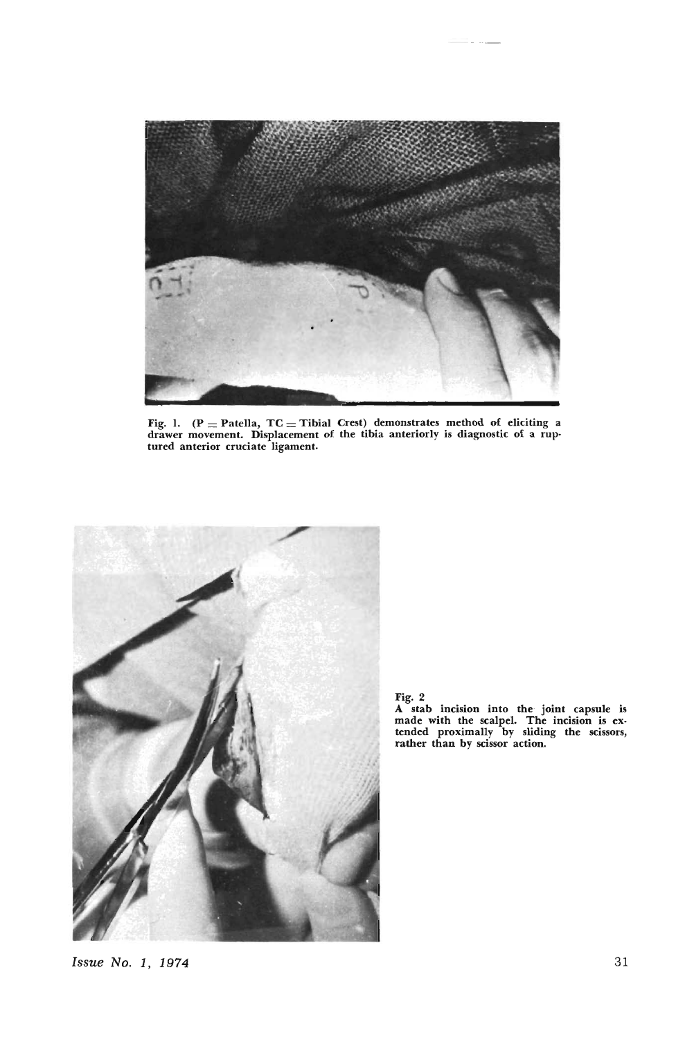Fig. 1. (P = Patella, TC = Tibial Crest) demonstrates method of eliciting a drawer movement. Displacement of the tibia anteriorly is diagnostic of a ruptured anterior cruciate ligament.

Fig. 2
A stab incision into the joint capsule is made with the scalpel. The incision is extended proximally by sliding the scissors, rather than by scissor action.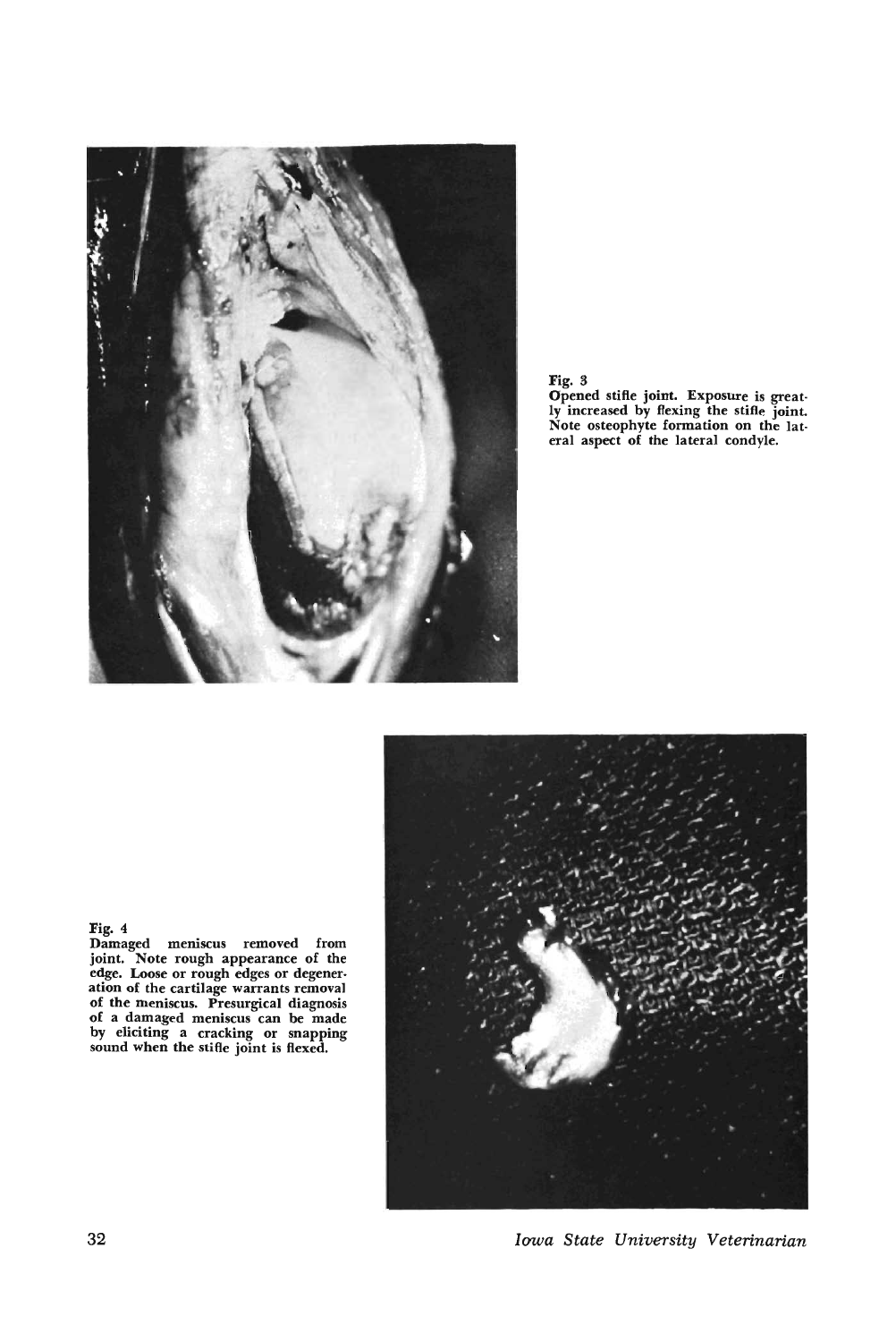Fig. 3
Opened stifle joint. Exposure is greatly increased by flexing the stifle joint. Note osteophyte formation on the lateral aspect of the lateral condyle.

Fig. 4
Damaged meniscus removed from joint. Note rough appearance of the edge. Loose or rough edges or degeneration of the cartilage warrants removal of the meniscus. Presurgical diagnosis of a damaged meniscus can be made by eliciting a cracking or snapping sound when the stifle joint is flexed.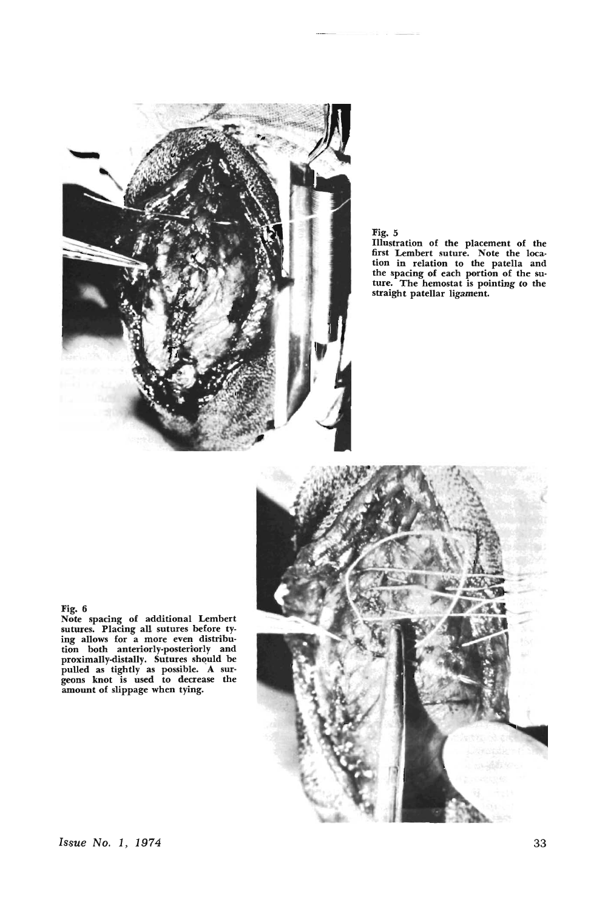Fig. 5
Illustration of the placement of the first Lembert suture. Note the location in relation to the patella and the spacing of each portion of the suture. The hemostat is pointing to the straight patellar ligament.

Fig. 6
Note spacing of additional Lembert sutures. Placing all sutures before tying allows for a more even distribution both anteriorly-posteriorly and proximally-distally. Sutures should be pulled as tightly as possible. A surgeons knot is used to decrease the amount of slippage when tying.